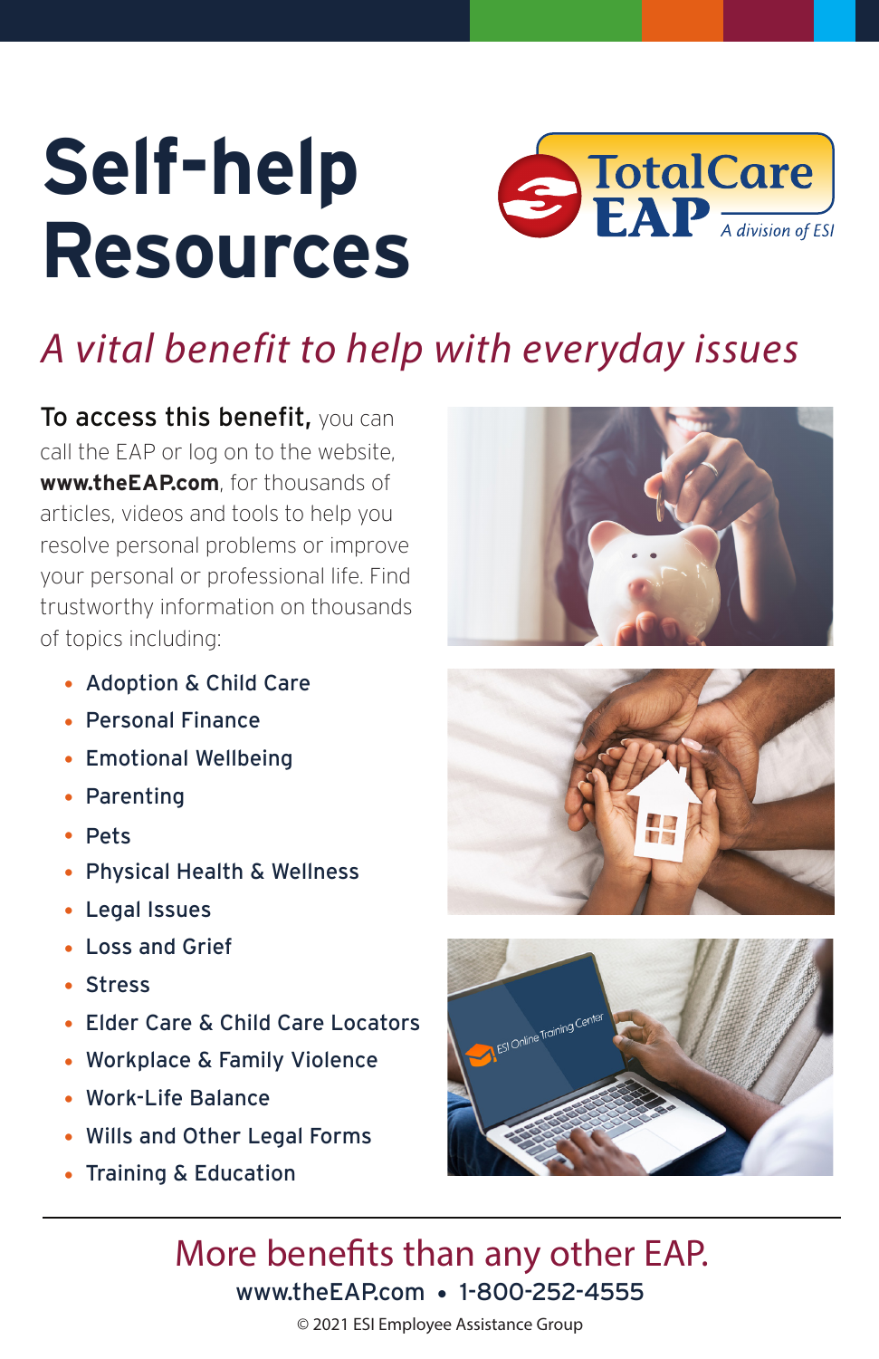# Self-help Resources

TotalCare EAP
*A division of ESI*

## *A vital benefit to help with everyday issues*

**To access this benefit,** you can call the EAP or log on to the website, **www.theEAP.com**, for thousands of articles, videos and tools to help you resolve personal problems or improve your personal or professional life. Find trustworthy information on thousands of topics including:

- Adoption & Child Care
- Personal Finance
- Emotional Wellbeing
- Parenting
- Pets
- Physical Health & Wellness
- Legal Issues
- Loss and Grief
- Stress
- Elder Care & Child Care Locators
- Workplace & Family Violence
- Work-Life Balance
- Wills and Other Legal Forms
- Training & Education

More benefits than any other EAP.

www.theEAP.com • 1-800-252-4555

© 2021 ESI Employee Assistance Group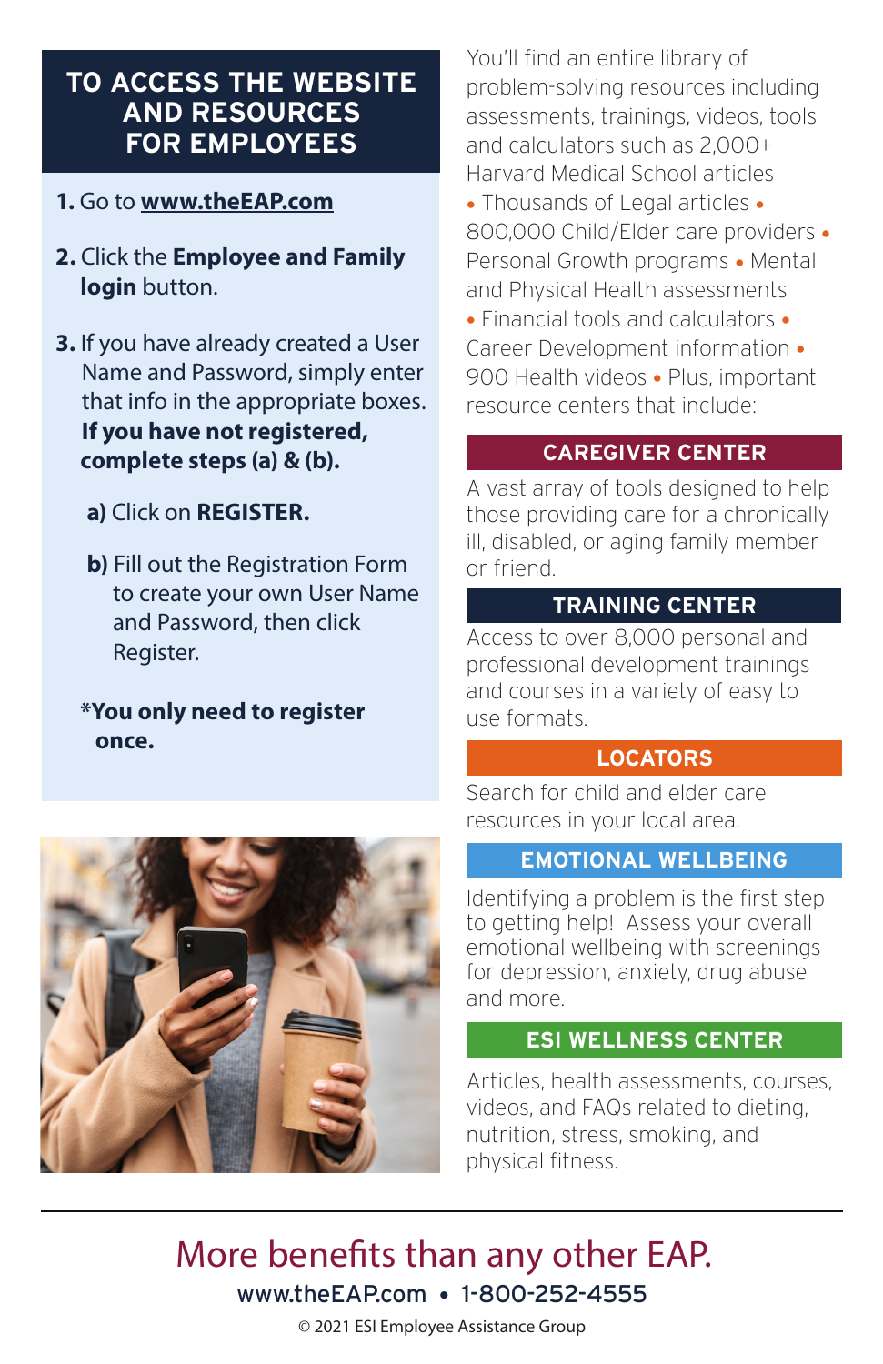## TO ACCESS THE WEBSITE AND RESOURCES FOR EMPLOYEES

1. Go to **www.theEAP.com**
2. Click the **Employee and Family login** button.
3. If you have already created a User Name and Password, simply enter that info in the appropriate boxes. **If you have not registered, complete steps (a) & (b).**

   **a)** Click on **REGISTER.**

   **b)** Fill out the Registration Form to create your own User Name and Password, then click Register.

***You only need to register once.**

You'll find an entire library of problem-solving resources including assessments, trainings, videos, tools and calculators such as 2,000+ Harvard Medical School articles • Thousands of Legal articles • 800,000 Child/Elder care providers • Personal Growth programs • Mental and Physical Health assessments • Financial tools and calculators • Career Development information • 900 Health videos • Plus, important resource centers that include:

### CAREGIVER CENTER

A vast array of tools designed to help those providing care for a chronically ill, disabled, or aging family member or friend.

### TRAINING CENTER

Access to over 8,000 personal and professional development trainings and courses in a variety of easy to use formats.

### LOCATORS

Search for child and elder care resources in your local area.

### EMOTIONAL WELLBEING

Identifying a problem is the first step to getting help! Assess your overall emotional wellbeing with screenings for depression, anxiety, drug abuse and more.

### ESI WELLNESS CENTER

Articles, health assessments, courses, videos, and FAQs related to dieting, nutrition, stress, smoking, and physical fitness.

---

## More benefits than any other EAP.

www.theEAP.com • 1-800-252-4555

© 2021 ESI Employee Assistance Group